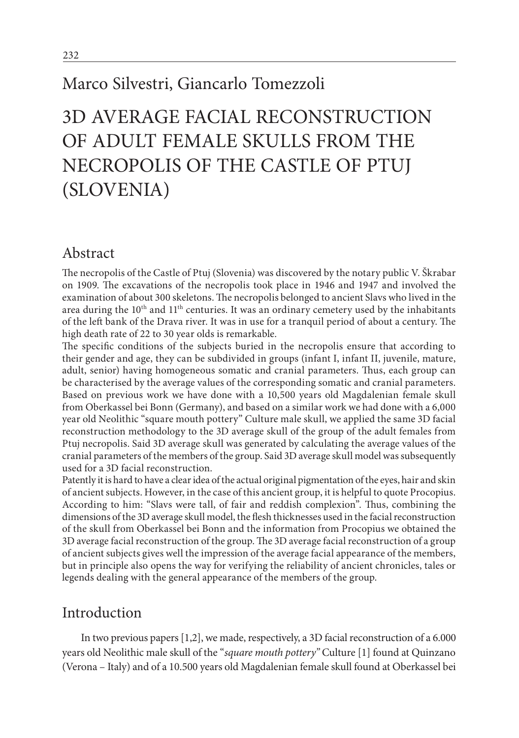Marco Silvestri, Giancarlo Tomezzoli

# 3D AVERAGE FACIAL RECONSTRUCTION OF ADULT FEMALE SKULLS FROM THE NECROPOLIS OF THE CASTLE OF PTUJ (SLOVENIA)

## Abstract

The necropolis of the Castle of Ptuj (Slovenia) was discovered by the notary public V. Škrabar on 1909. The excavations of the necropolis took place in 1946 and 1947 and involved the examination of about 300 skeletons. The necropolis belonged to ancient Slavs who lived in the area during the 10th and 11th centuries. It was an ordinary cemetery used by the inhabitants of the left bank of the Drava river. It was in use for a tranquil period of about a century. The high death rate of 22 to 30 year olds is remarkable.

The specific conditions of the subjects buried in the necropolis ensure that according to their gender and age, they can be subdivided in groups (infant I, infant II, juvenile, mature, adult, senior) having homogeneous somatic and cranial parameters. Thus, each group can be characterised by the average values of the corresponding somatic and cranial parameters. Based on previous work we have done with a 10,500 years old Magdalenian female skull from Oberkassel bei Bonn (Germany), and based on a similar work we had done with a 6,000 year old Neolithic "square mouth pottery" Culture male skull, we applied the same 3D facial reconstruction methodology to the 3D average skull of the group of the adult females from Ptuj necropolis. Said 3D average skull was generated by calculating the average values of the cranial parameters of the members of the group. Said 3D average skull model was subsequently used for a 3D facial reconstruction.

Patently it is hard to have a clear idea of the actual original pigmentation of the eyes, hair and skin of ancient subjects. However, in the case of this ancient group, it is helpful to quote Procopius. According to him: "Slavs were tall, of fair and reddish complexion". Thus, combining the dimensions of the 3D average skull model, the flesh thicknesses used in the facial reconstruction of the skull from Oberkassel bei Bonn and the information from Procopius we obtained the 3D average facial reconstruction of the group. The 3D average facial reconstruction of a group of ancient subjects gives well the impression of the average facial appearance of the members, but in principle also opens the way for verifying the reliability of ancient chronicles, tales or legends dealing with the general appearance of the members of the group.

## Introduction

In two previous papers [1,2], we made, respectively, a 3D facial reconstruction of a 6.000 years old Neolithic male skull of the "*square mouth pottery*" Culture [1] found at Quinzano (Verona – Italy) and of a 10.500 years old Magdalenian female skull found at Oberkassel bei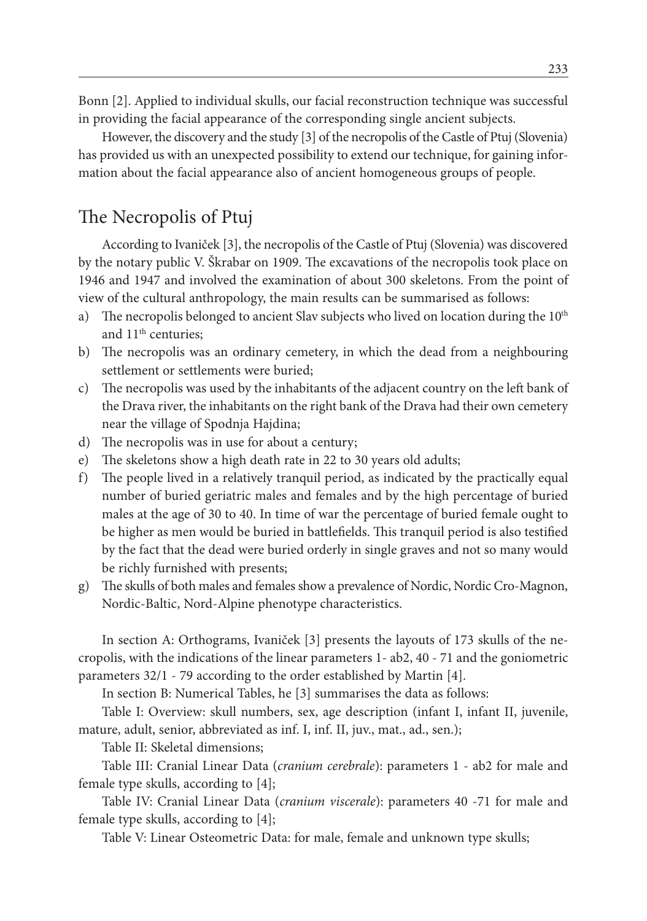Bonn [2]. Applied to individual skulls, our facial reconstruction technique was successful in providing the facial appearance of the corresponding single ancient subjects.

However, the discovery and the study [3] of the necropolis of the Castle of Ptuj (Slovenia) has provided us with an unexpected possibility to extend our technique, for gaining information about the facial appearance also of ancient homogeneous groups of people.

## The Necropolis of Ptuj

According to Ivaniček [3], the necropolis of the Castle of Ptuj (Slovenia) was discovered by the notary public V. Škrabar on 1909. The excavations of the necropolis took place on 1946 and 1947 and involved the examination of about 300 skeletons. From the point of view of the cultural anthropology, the main results can be summarised as follows:

a) The necropolis belonged to ancient Slav subjects who lived on location during the 10th and 11th centuries;
b) The necropolis was an ordinary cemetery, in which the dead from a neighbouring settlement or settlements were buried;
c) The necropolis was used by the inhabitants of the adjacent country on the left bank of the Drava river, the inhabitants on the right bank of the Drava had their own cemetery near the village of Spodnja Hajdina;
d) The necropolis was in use for about a century;
e) The skeletons show a high death rate in 22 to 30 years old adults;
f) The people lived in a relatively tranquil period, as indicated by the practically equal number of buried geriatric males and females and by the high percentage of buried males at the age of 30 to 40. In time of war the percentage of buried female ought to be higher as men would be buried in battlefields. This tranquil period is also testified by the fact that the dead were buried orderly in single graves and not so many would be richly furnished with presents;
g) The skulls of both males and females show a prevalence of Nordic, Nordic Cro-Magnon, Nordic-Baltic, Nord-Alpine phenotype characteristics.

In section A: Orthograms, Ivaniček [3] presents the layouts of 173 skulls of the necropolis, with the indications of the linear parameters 1- ab2, 40 - 71 and the goniometric parameters 32/1 - 79 according to the order established by Martin [4].

In section B: Numerical Tables, he [3] summarises the data as follows:

Table I: Overview: skull numbers, sex, age description (infant I, infant II, juvenile, mature, adult, senior, abbreviated as inf. I, inf. II, juv., mat., ad., sen.);

Table II: Skeletal dimensions;

Table III: Cranial Linear Data (*cranium cerebrale*): parameters 1 - ab2 for male and female type skulls, according to [4];

Table IV: Cranial Linear Data (*cranium viscerale*): parameters 40 -71 for male and female type skulls, according to [4];

Table V: Linear Osteometric Data: for male, female and unknown type skulls;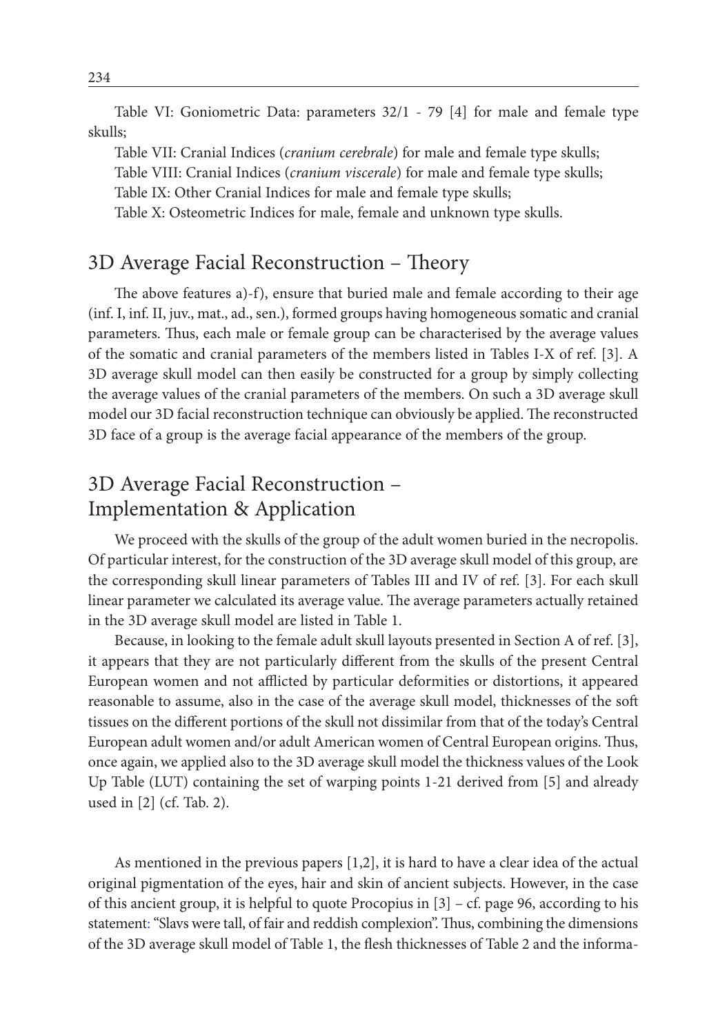Table VI: Goniometric Data: parameters 32/1 - 79 [4] for male and female type skulls;

Table VII: Cranial Indices (*cranium cerebrale*) for male and female type skulls;

Table VIII: Cranial Indices (*cranium viscerale*) for male and female type skulls;

Table IX: Other Cranial Indices for male and female type skulls;

Table X: Osteometric Indices for male, female and unknown type skulls.

## 3D Average Facial Reconstruction – Theory

The above features a)-f), ensure that buried male and female according to their age (inf. I, inf. II, juv., mat., ad., sen.), formed groups having homogeneous somatic and cranial parameters. Thus, each male or female group can be characterised by the average values of the somatic and cranial parameters of the members listed in Tables I-X of ref. [3]. A 3D average skull model can then easily be constructed for a group by simply collecting the average values of the cranial parameters of the members. On such a 3D average skull model our 3D facial reconstruction technique can obviously be applied. The reconstructed 3D face of a group is the average facial appearance of the members of the group.

## 3D Average Facial Reconstruction – Implementation & Application

We proceed with the skulls of the group of the adult women buried in the necropolis. Of particular interest, for the construction of the 3D average skull model of this group, are the corresponding skull linear parameters of Tables III and IV of ref. [3]. For each skull linear parameter we calculated its average value. The average parameters actually retained in the 3D average skull model are listed in Table 1.

Because, in looking to the female adult skull layouts presented in Section A of ref. [3], it appears that they are not particularly different from the skulls of the present Central European women and not afflicted by particular deformities or distortions, it appeared reasonable to assume, also in the case of the average skull model, thicknesses of the soft tissues on the different portions of the skull not dissimilar from that of the today's Central European adult women and/or adult American women of Central European origins. Thus, once again, we applied also to the 3D average skull model the thickness values of the Look Up Table (LUT) containing the set of warping points 1-21 derived from [5] and already used in [2] (cf. Tab. 2).

As mentioned in the previous papers [1,2], it is hard to have a clear idea of the actual original pigmentation of the eyes, hair and skin of ancient subjects. However, in the case of this ancient group, it is helpful to quote Procopius in [3] – cf. page 96, according to his statement: "Slavs were tall, of fair and reddish complexion". Thus, combining the dimensions of the 3D average skull model of Table 1, the flesh thicknesses of Table 2 and the informa-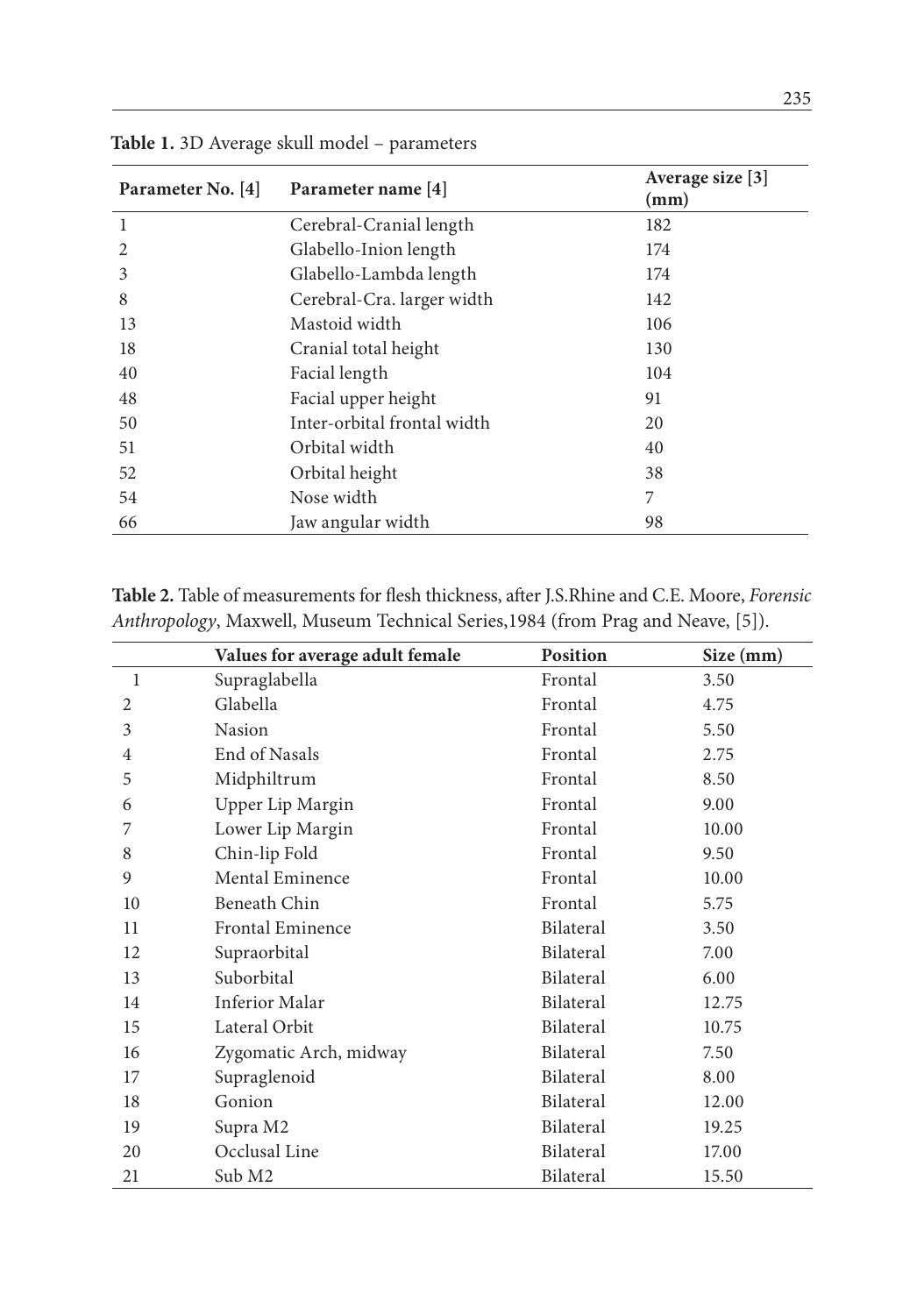**Table 1.** 3D Average skull model – parameters

| Parameter No. [4] | Parameter name [4] | Average size [3] (mm) |
|---|---|---|
| 1 | Cerebral-Cranial length | 182 |
| 2 | Glabello-Inion length | 174 |
| 3 | Glabello-Lambda length | 174 |
| 8 | Cerebral-Cra. larger width | 142 |
| 13 | Mastoid width | 106 |
| 18 | Cranial total height | 130 |
| 40 | Facial length | 104 |
| 48 | Facial upper height | 91 |
| 50 | Inter-orbital frontal width | 20 |
| 51 | Orbital width | 40 |
| 52 | Orbital height | 38 |
| 54 | Nose width | 7 |
| 66 | Jaw angular width | 98 |

**Table 2.** Table of measurements for flesh thickness, after J.S.Rhine and C.E. Moore, *Forensic Anthropology*, Maxwell, Museum Technical Series,1984 (from Prag and Neave, [5]).

| | Values for average adult female | Position | Size (mm) |
|---|---|---|---|
| 1 | Supraglabella | Frontal | 3.50 |
| 2 | Glabella | Frontal | 4.75 |
| 3 | Nasion | Frontal | 5.50 |
| 4 | End of Nasals | Frontal | 2.75 |
| 5 | Midphiltrum | Frontal | 8.50 |
| 6 | Upper Lip Margin | Frontal | 9.00 |
| 7 | Lower Lip Margin | Frontal | 10.00 |
| 8 | Chin-lip Fold | Frontal | 9.50 |
| 9 | Mental Eminence | Frontal | 10.00 |
| 10 | Beneath Chin | Frontal | 5.75 |
| 11 | Frontal Eminence | Bilateral | 3.50 |
| 12 | Supraorbital | Bilateral | 7.00 |
| 13 | Suborbital | Bilateral | 6.00 |
| 14 | Inferior Malar | Bilateral | 12.75 |
| 15 | Lateral Orbit | Bilateral | 10.75 |
| 16 | Zygomatic Arch, midway | Bilateral | 7.50 |
| 17 | Supraglenoid | Bilateral | 8.00 |
| 18 | Gonion | Bilateral | 12.00 |
| 19 | Supra M2 | Bilateral | 19.25 |
| 20 | Occlusal Line | Bilateral | 17.00 |
| 21 | Sub M2 | Bilateral | 15.50 |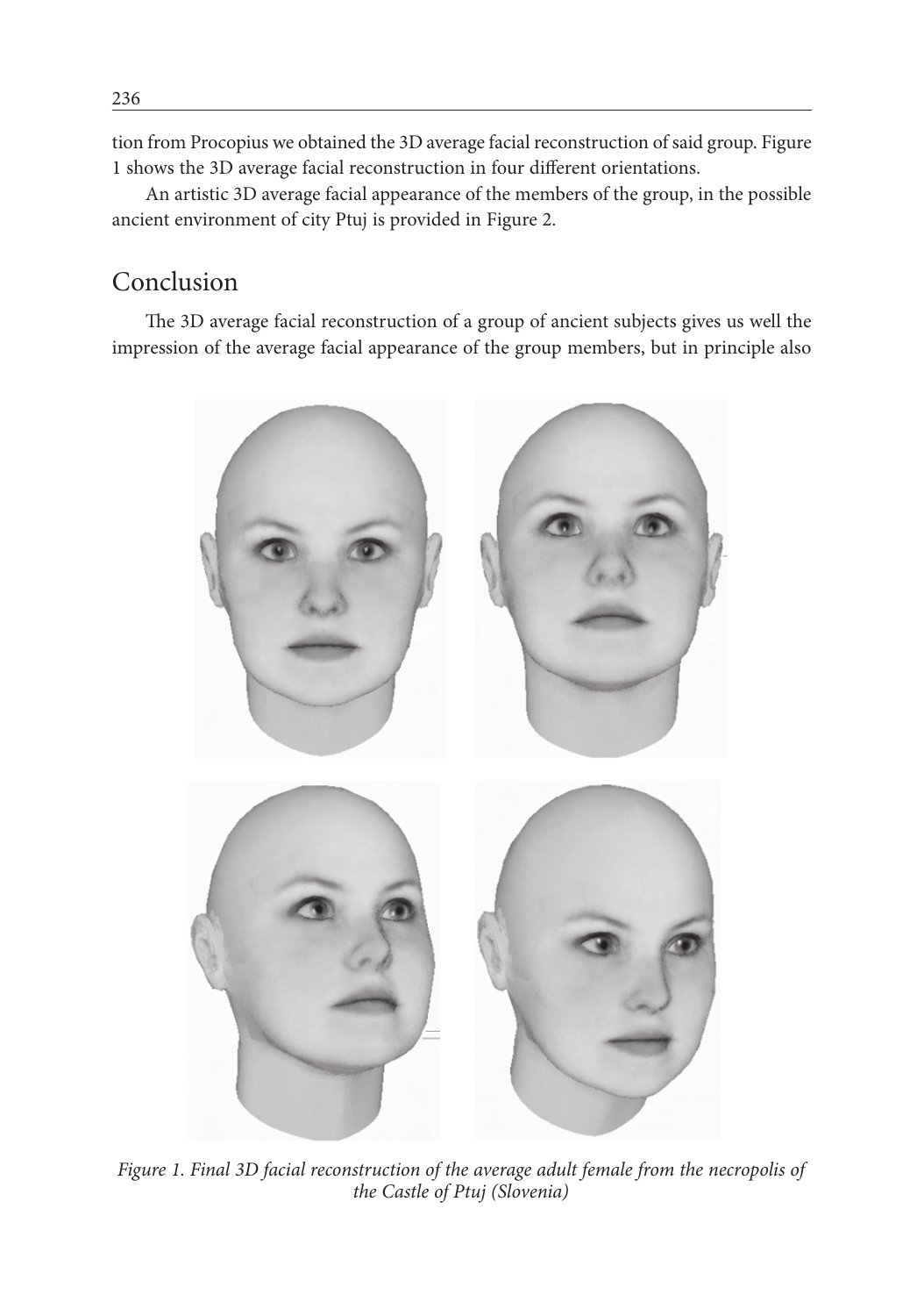tion from Procopius we obtained the 3D average facial reconstruction of said group. Figure 1 shows the 3D average facial reconstruction in four different orientations.

An artistic 3D average facial appearance of the members of the group, in the possible ancient environment of city Ptuj is provided in Figure 2.

## Conclusion

The 3D average facial reconstruction of a group of ancient subjects gives us well the impression of the average facial appearance of the group members, but in principle also

*Figure 1. Final 3D facial reconstruction of the average adult female from the necropolis of the Castle of Ptuj (Slovenia)*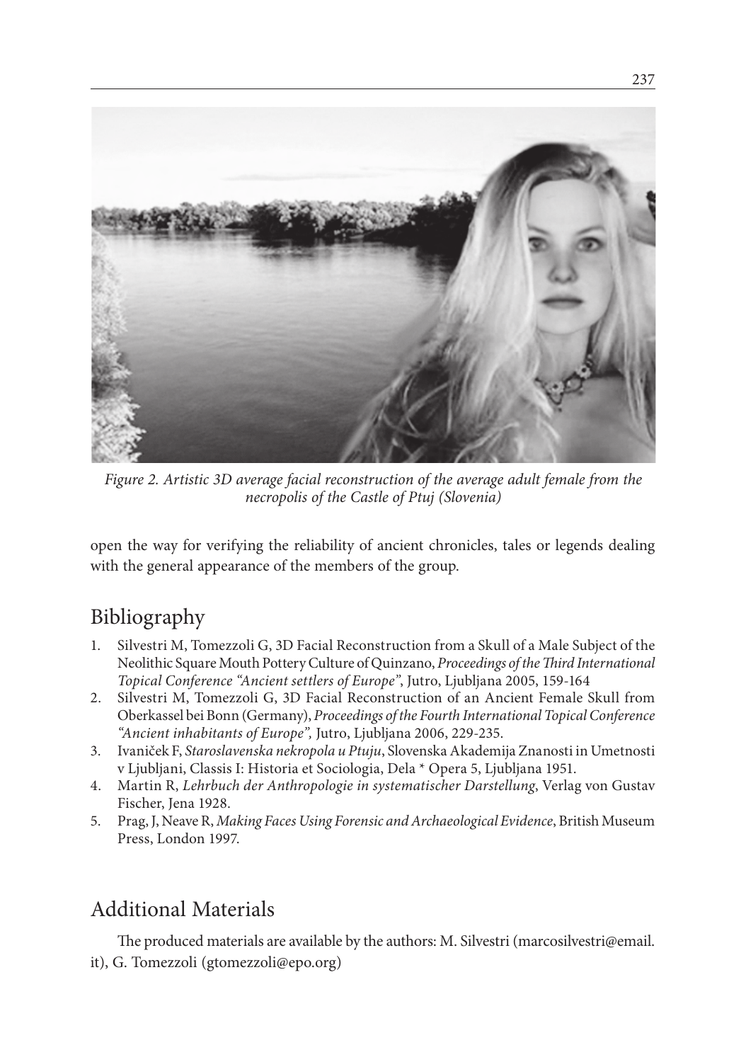*Figure 2. Artistic 3D average facial reconstruction of the average adult female from the necropolis of the Castle of Ptuj (Slovenia)*

open the way for verifying the reliability of ancient chronicles, tales or legends dealing with the general appearance of the members of the group.

## Bibliography

1. Silvestri M, Tomezzoli G, 3D Facial Reconstruction from a Skull of a Male Subject of the Neolithic Square Mouth Pottery Culture of Quinzano, *Proceedings of the Third International Topical Conference "Ancient settlers of Europe"*, Jutro, Ljubljana 2005, 159-164
2. Silvestri M, Tomezzoli G, 3D Facial Reconstruction of an Ancient Female Skull from Oberkassel bei Bonn (Germany), *Proceedings of the Fourth International Topical Conference "Ancient inhabitants of Europe",* Jutro, Ljubljana 2006, 229-235.
3. Ivaniček F, *Staroslavenska nekropola u Ptuju*, Slovenska Akademija Znanosti in Umetnosti v Ljubljani, Classis I: Historia et Sociologia, Dela * Opera 5, Ljubljana 1951.
4. Martin R, *Lehrbuch der Anthropologie in systematischer Darstellung*, Verlag von Gustav Fischer, Jena 1928.
5. Prag, J, Neave R, *Making Faces Using Forensic and Archaeological Evidence*, British Museum Press, London 1997.

## Additional Materials

The produced materials are available by the authors: M. Silvestri (marcosilvestri@email.it), G. Tomezzoli (gtomezzoli@epo.org)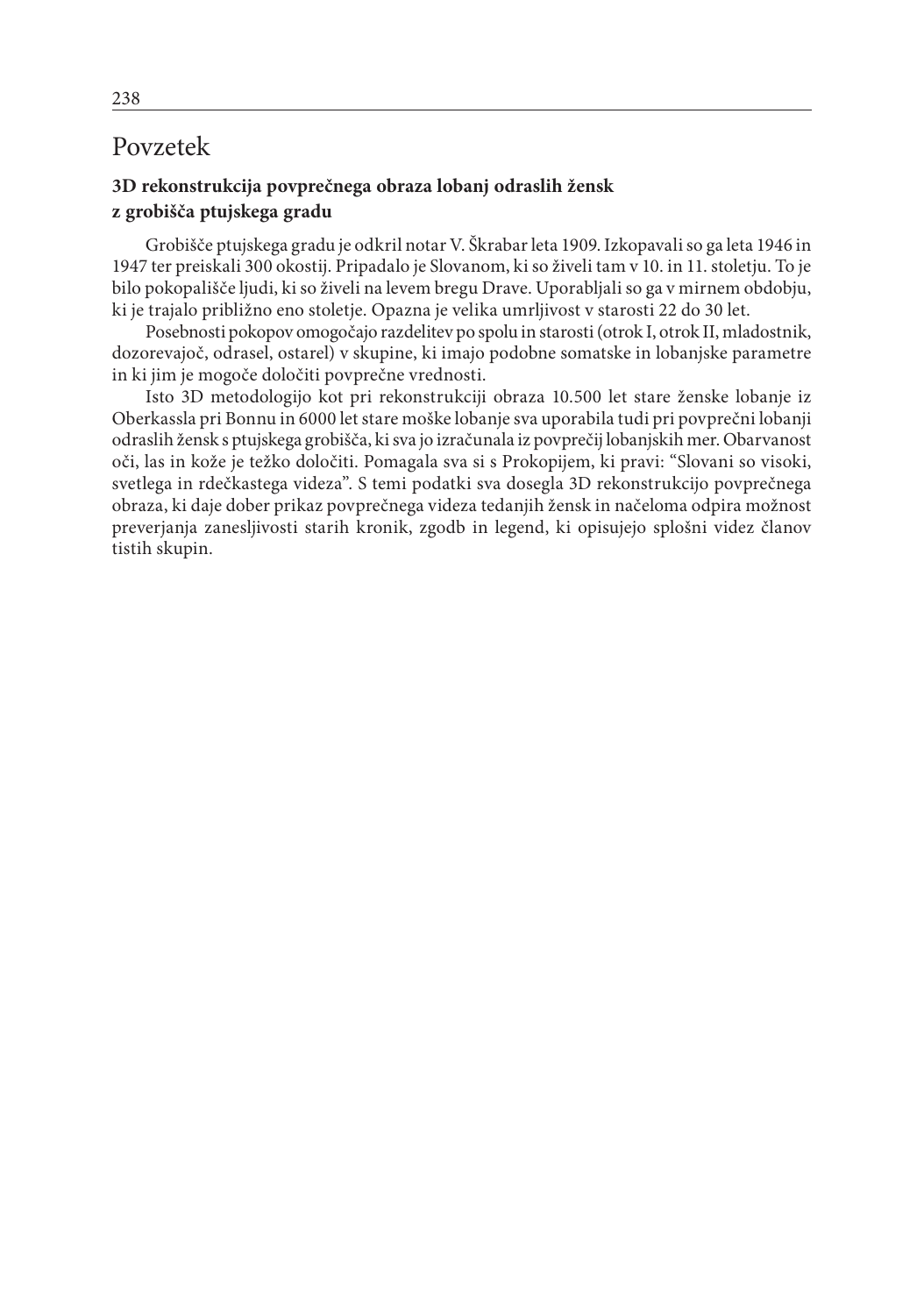# Povzetek

**3D rekonstrukcija povprečnega obraza lobanj odraslih žensk z grobišča ptujskega gradu**

Grobišče ptujskega gradu je odkril notar V. Škrabar leta 1909. Izkopavali so ga leta 1946 in 1947 ter preiskali 300 okostij. Pripadalo je Slovanom, ki so živeli tam v 10. in 11. stoletju. To je bilo pokopališče ljudi, ki so živeli na levem bregu Drave. Uporabljali so ga v mirnem obdobju, ki je trajalo približno eno stoletje. Opazna je velika umrljivost v starosti 22 do 30 let.

Posebnosti pokopov omogočajo razdelitev po spolu in starosti (otrok I, otrok II, mladostnik, dozorevajoč, odrasel, ostarel) v skupine, ki imajo podobne somatske in lobanjske parametre in ki jim je mogoče določiti povprečne vrednosti.

Isto 3D metodologijo kot pri rekonstrukciji obraza 10.500 let stare ženske lobanje iz Oberkassla pri Bonnu in 6000 let stare moške lobanje sva uporabila tudi pri povprečni lobanji odraslih žensk s ptujskega grobišča, ki sva jo izračunala iz povprečij lobanjskih mer. Obarvanost oči, las in kože je težko določiti. Pomagala sva si s Prokopijem, ki pravi: "Slovani so visoki, svetlega in rdečkastega videza". S temi podatki sva dosegla 3D rekonstrukcijo povprečnega obraza, ki daje dober prikaz povprečnega videza tedanjih žensk in načeloma odpira možnost preverjanja zanesljivosti starih kronik, zgodb in legend, ki opisujejo splošni videz članov tistih skupin.